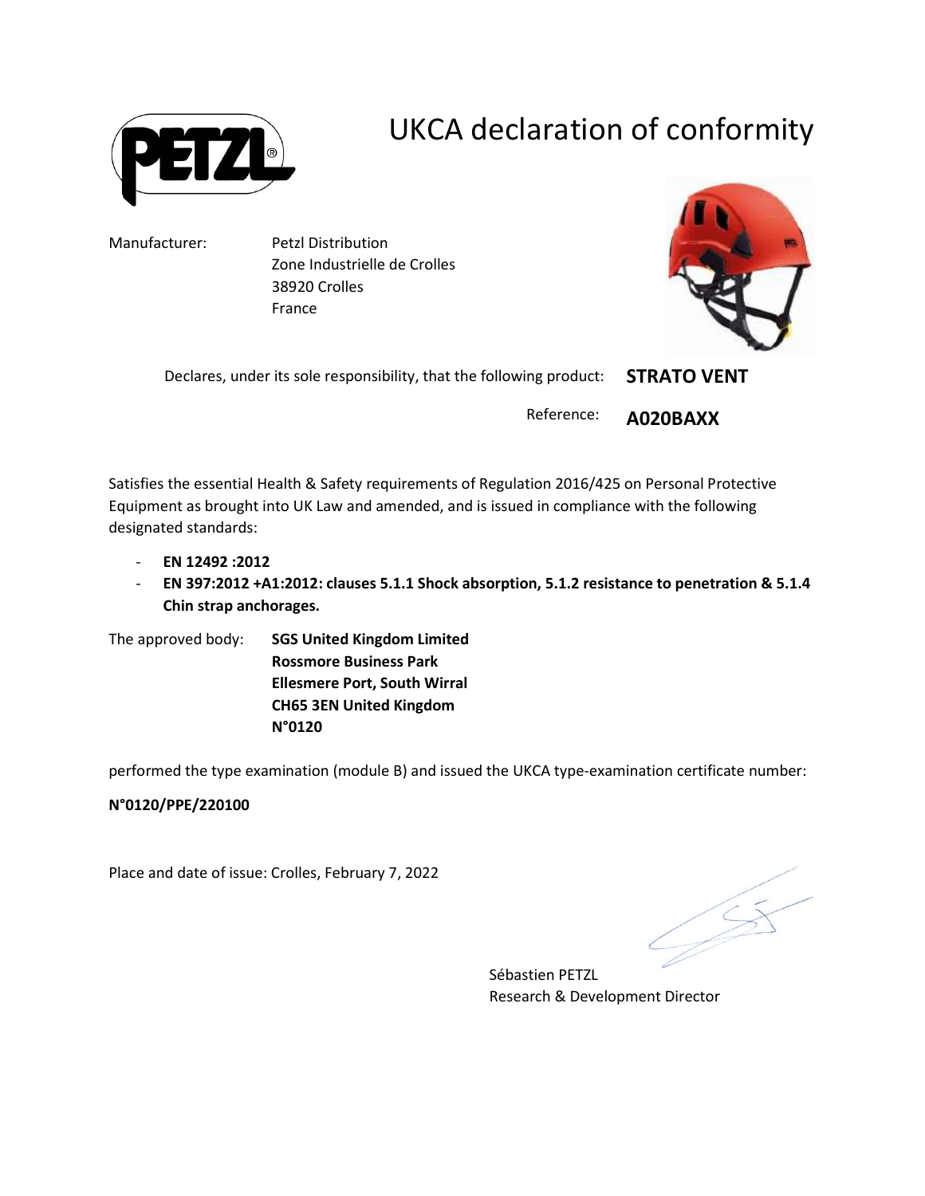# UKCA declaration of conformity

Manufacturer: Petzl Distribution
Zone Industrielle de Crolles
38920 Crolles
France

Declares, under its sole responsibility, that the following product: **STRATO VENT**

Reference: **A020BAXX**

Satisfies the essential Health & Safety requirements of Regulation 2016/425 on Personal Protective Equipment as brought into UK Law and amended, and is issued in compliance with the following designated standards:

- **EN 12492 :2012**
- **EN 397:2012 +A1:2012: clauses 5.1.1 Shock absorption, 5.1.2 resistance to penetration & 5.1.4 Chin strap anchorages.**

The approved body: **SGS United Kingdom Limited**
**Rossmore Business Park**
**Ellesmere Port, South Wirral**
**CH65 3EN United Kingdom**
**N°0120**

performed the type examination (module B) and issued the UKCA type-examination certificate number:

**N°0120/PPE/220100**

Place and date of issue: Crolles, February 7, 2022

Sébastien PETZL
Research & Development Director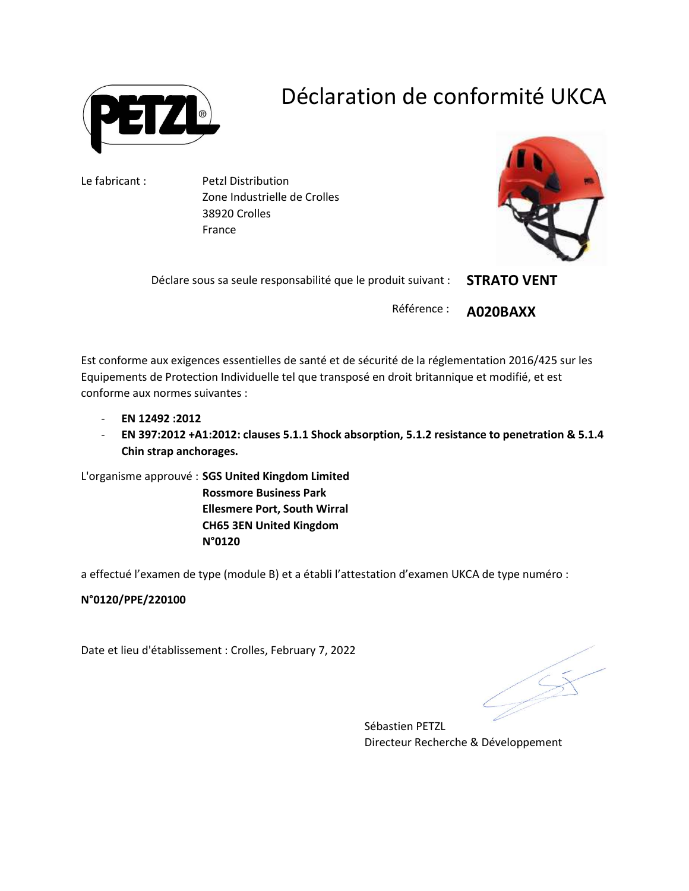# Déclaration de conformité UKCA

Le fabricant : Petzl Distribution
Zone Industrielle de Crolles
38920 Crolles
France

Déclare sous sa seule responsabilité que le produit suivant : **STRATO VENT**

Référence : **A020BAXX**

Est conforme aux exigences essentielles de santé et de sécurité de la réglementation 2016/425 sur les Equipements de Protection Individuelle tel que transposé en droit britannique et modifié, et est conforme aux normes suivantes :

- **EN 12492 :2012**
- **EN 397:2012 +A1:2012: clauses 5.1.1 Shock absorption, 5.1.2 resistance to penetration & 5.1.4 Chin strap anchorages.**

L'organisme approuvé : **SGS United Kingdom Limited**
**Rossmore Business Park**
**Ellesmere Port, South Wirral**
**CH65 3EN United Kingdom**
**N°0120**

a effectué l'examen de type (module B) et a établi l'attestation d'examen UKCA de type numéro :

**N°0120/PPE/220100**

Date et lieu d'établissement : Crolles, February 7, 2022

Sébastien PETZL
Directeur Recherche & Développement